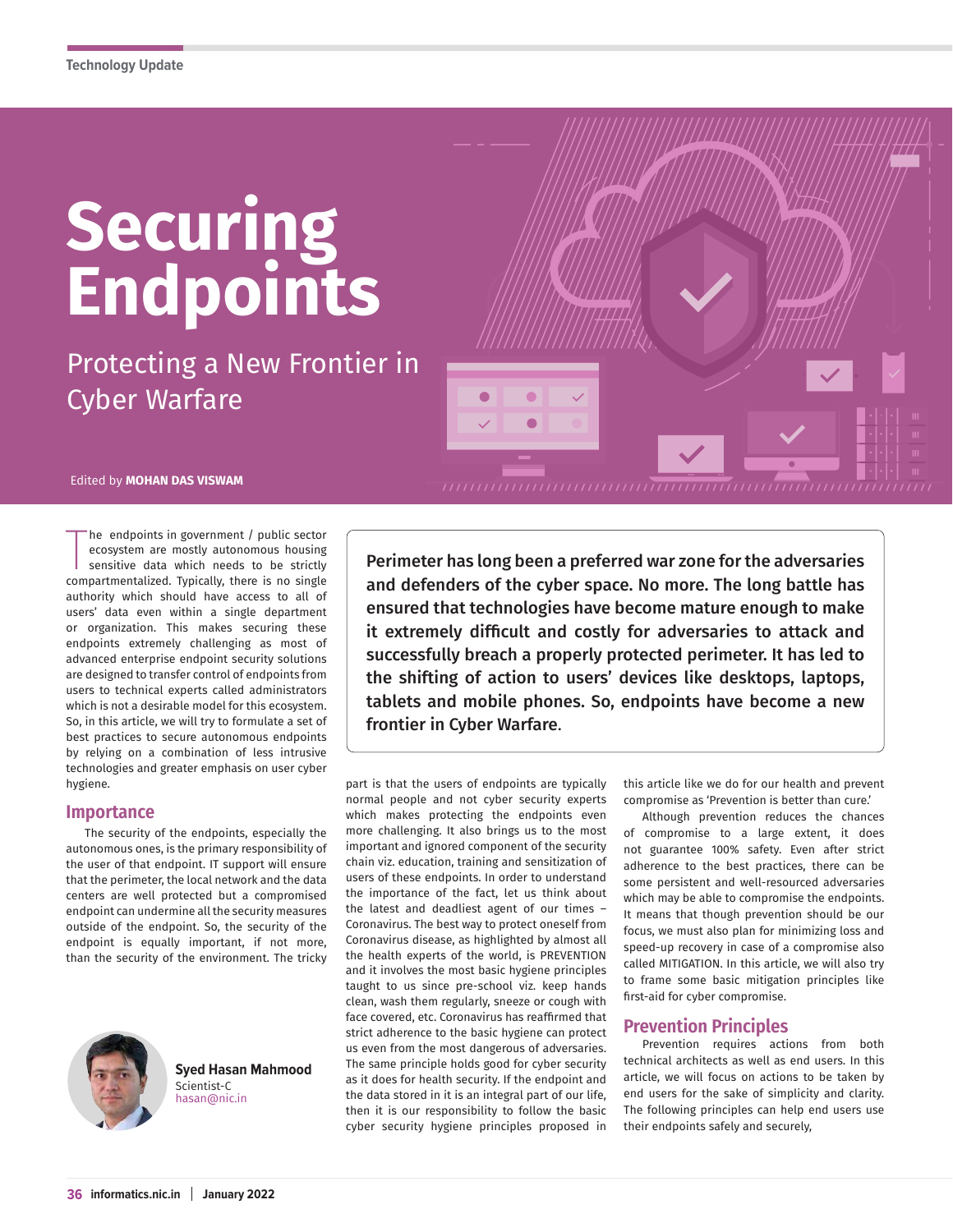Technology Update

# Securing Endpoints

## Protecting a New Frontier in Cyber Warfare

Edited by **MOHAN DAS VISWAM**

The endpoints in government / public sector ecosystem are mostly autonomous housing sensitive data which needs to be strictly compartmentalized. Typically, there is no single authority which should have access to all of users' data even within a single department or organization. This makes securing these endpoints extremely challenging as most of advanced enterprise endpoint security solutions are designed to transfer control of endpoints from users to technical experts called administrators which is not a desirable model for this ecosystem. So, in this article, we will try to formulate a set of best practices to secure autonomous endpoints by relying on a combination of less intrusive technologies and greater emphasis on user cyber hygiene.

**Perimeter has long been a preferred war zone for the adversaries and defenders of the cyber space. No more. The long battle has ensured that technologies have become mature enough to make it extremely difficult and costly for adversaries to attack and successfully breach a properly protected perimeter. It has led to the shifting of action to users' devices like desktops, laptops, tablets and mobile phones. So, endpoints have become a new frontier in Cyber Warfare.**

## Importance

The security of the endpoints, especially the autonomous ones, is the primary responsibility of the user of that endpoint. IT support will ensure that the perimeter, the local network and the data centers are well protected but a compromised endpoint can undermine all the security measures outside of the endpoint. So, the security of the endpoint is equally important, if not more, than the security of the environment. The tricky part is that the users of endpoints are typically normal people and not cyber security experts which makes protecting the endpoints even more challenging. It also brings us to the most important and ignored component of the security chain viz. education, training and sensitization of users of these endpoints. In order to understand the importance of the fact, let us think about the latest and deadliest agent of our times – Coronavirus. The best way to protect oneself from Coronavirus disease, as highlighted by almost all the health experts of the world, is PREVENTION and it involves the most basic hygiene principles taught to us since pre-school viz. keep hands clean, wash them regularly, sneeze or cough with face covered, etc. Coronavirus has reaffirmed that strict adherence to the basic hygiene can protect us even from the most dangerous of adversaries. The same principle holds good for cyber security as it does for health security. If the endpoint and the data stored in it is an integral part of our life, then it is our responsibility to follow the basic cyber security hygiene principles proposed in this article like we do for our health and prevent compromise as 'Prevention is better than cure.'

Although prevention reduces the chances of compromise to a large extent, it does not guarantee 100% safety. Even after strict adherence to the best practices, there can be some persistent and well-resourced adversaries which may be able to compromise the endpoints. It means that though prevention should be our focus, we must also plan for minimizing loss and speed-up recovery in case of a compromise also called MITIGATION. In this article, we will also try to frame some basic mitigation principles like first-aid for cyber compromise.

## Prevention Principles

Prevention requires actions from both technical architects as well as end users. In this article, we will focus on actions to be taken by end users for the sake of simplicity and clarity. The following principles can help end users use their endpoints safely and securely,

**Syed Hasan Mahmood**
Scientist-C
hasan@nic.in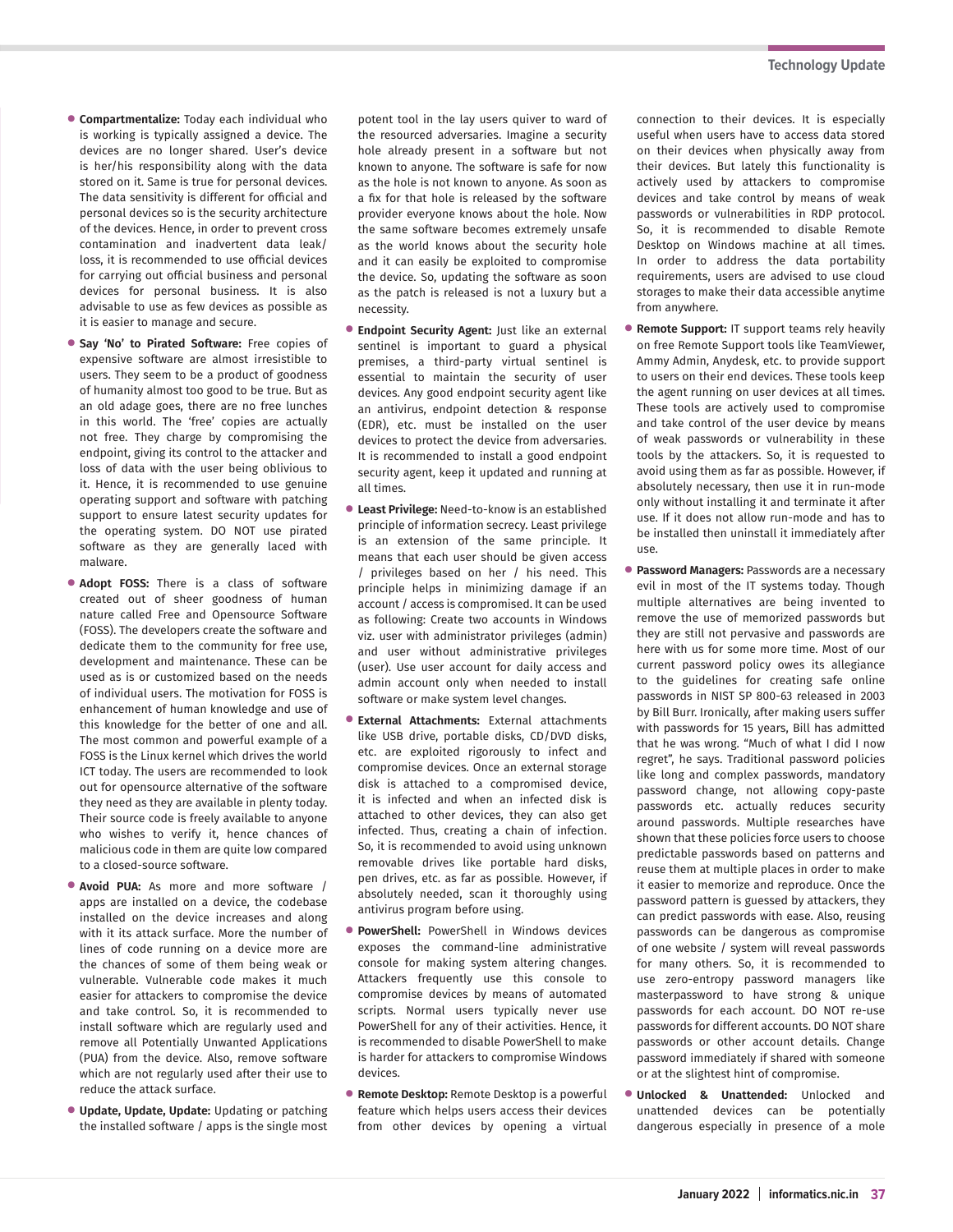- **Compartmentalize:** Today each individual who is working is typically assigned a device. The devices are no longer shared. User's device is her/his responsibility along with the data stored on it. Same is true for personal devices. The data sensitivity is different for official and personal devices so is the security architecture of the devices. Hence, in order to prevent cross contamination and inadvertent data leak/ loss, it is recommended to use official devices for carrying out official business and personal devices for personal business. It is also advisable to use as few devices as possible as it is easier to manage and secure.

- **Say 'No' to Pirated Software:** Free copies of expensive software are almost irresistible to users. They seem to be a product of goodness of humanity almost too good to be true. But as an old adage goes, there are no free lunches in this world. The 'free' copies are actually not free. They charge by compromising the endpoint, giving its control to the attacker and loss of data with the user being oblivious to it. Hence, it is recommended to use genuine operating support and software with patching support to ensure latest security updates for the operating system. DO NOT use pirated software as they are generally laced with malware.

- **Adopt FOSS:** There is a class of software created out of sheer goodness of human nature called Free and Opensource Software (FOSS). The developers create the software and dedicate them to the community for free use, development and maintenance. These can be used as is or customized based on the needs of individual users. The motivation for FOSS is enhancement of human knowledge and use of this knowledge for the better of one and all. The most common and powerful example of a FOSS is the Linux kernel which drives the world ICT today. The users are recommended to look out for opensource alternative of the software they need as they are available in plenty today. Their source code is freely available to anyone who wishes to verify it, hence chances of malicious code in them are quite low compared to a closed-source software.

- **Avoid PUA:** As more and more software / apps are installed on a device, the codebase installed on the device increases and along with it its attack surface. More the number of lines of code running on a device more are the chances of some of them being weak or vulnerable. Vulnerable code makes it much easier for attackers to compromise the device and take control. So, it is recommended to install software which are regularly used and remove all Potentially Unwanted Applications (PUA) from the device. Also, remove software which are not regularly used after their use to reduce the attack surface.

- **Update, Update, Update:** Updating or patching the installed software / apps is the single most potent tool in the lay users quiver to ward of the resourced adversaries. Imagine a security hole already present in a software but not known to anyone. The software is safe for now as the hole is not known to anyone. As soon as a fix for that hole is released by the software provider everyone knows about the hole. Now the same software becomes extremely unsafe as the world knows about the security hole and it can easily be exploited to compromise the device. So, updating the software as soon as the patch is released is not a luxury but a necessity.

- **Endpoint Security Agent:** Just like an external sentinel is important to guard a physical premises, a third-party virtual sentinel is essential to maintain the security of user devices. Any good endpoint security agent like an antivirus, endpoint detection & response (EDR), etc. must be installed on the user devices to protect the device from adversaries. It is recommended to install a good endpoint security agent, keep it updated and running at all times.

- **Least Privilege:** Need-to-know is an established principle of information secrecy. Least privilege is an extension of the same principle. It means that each user should be given access / privileges based on her / his need. This principle helps in minimizing damage if an account / access is compromised. It can be used as following: Create two accounts in Windows viz. user with administrator privileges (admin) and user without administrative privileges (user). Use user account for daily access and admin account only when needed to install software or make system level changes.

- **External Attachments:** External attachments like USB drive, portable disks, CD/DVD disks, etc. are exploited rigorously to infect and compromise devices. Once an external storage disk is attached to a compromised device, it is infected and when an infected disk is attached to other devices, they can also get infected. Thus, creating a chain of infection. So, it is recommended to avoid using unknown removable drives like portable hard disks, pen drives, etc. as far as possible. However, if absolutely needed, scan it thoroughly using antivirus program before using.

- **PowerShell:** PowerShell in Windows devices exposes the command-line administrative console for making system altering changes. Attackers frequently use this console to compromise devices by means of automated scripts. Normal users typically never use PowerShell for any of their activities. Hence, it is recommended to disable PowerShell to make is harder for attackers to compromise Windows devices.

- **Remote Desktop:** Remote Desktop is a powerful feature which helps users access their devices from other devices by opening a virtual connection to their devices. It is especially useful when users have to access data stored on their devices when physically away from their devices. But lately this functionality is actively used by attackers to compromise devices and take control by means of weak passwords or vulnerabilities in RDP protocol. So, it is recommended to disable Remote Desktop on Windows machine at all times. In order to address the data portability requirements, users are advised to use cloud storages to make their data accessible anytime from anywhere.

- **Remote Support:** IT support teams rely heavily on free Remote Support tools like TeamViewer, Ammy Admin, Anydesk, etc. to provide support to users on their end devices. These tools keep the agent running on user devices at all times. These tools are actively used to compromise and take control of the user device by means of weak passwords or vulnerability in these tools by the attackers. So, it is requested to avoid using them as far as possible. However, if absolutely necessary, then use it in run-mode only without installing it and terminate it after use. If it does not allow run-mode and has to be installed then uninstall it immediately after use.

- **Password Managers:** Passwords are a necessary evil in most of the IT systems today. Though multiple alternatives are being invented to remove the use of memorized passwords but they are still not pervasive and passwords are here with us for some more time. Most of our current password policy owes its allegiance to the guidelines for creating safe online passwords in NIST SP 800-63 released in 2003 by Bill Burr. Ironically, after making users suffer with passwords for 15 years, Bill has admitted that he was wrong. "Much of what I did I now regret", he says. Traditional password policies like long and complex passwords, mandatory password change, not allowing copy-paste passwords etc. actually reduces security around passwords. Multiple researches have shown that these policies force users to choose predictable passwords based on patterns and reuse them at multiple places in order to make it easier to memorize and reproduce. Once the password pattern is guessed by attackers, they can predict passwords with ease. Also, reusing passwords can be dangerous as compromise of one website / system will reveal passwords for many others. So, it is recommended to use zero-entropy password managers like masterpassword to have strong & unique passwords for each account. DO NOT re-use passwords for different accounts. DO NOT share passwords or other account details. Change password immediately if shared with someone or at the slightest hint of compromise.

- **Unlocked & Unattended:** Unlocked and unattended devices can be potentially dangerous especially in presence of a mole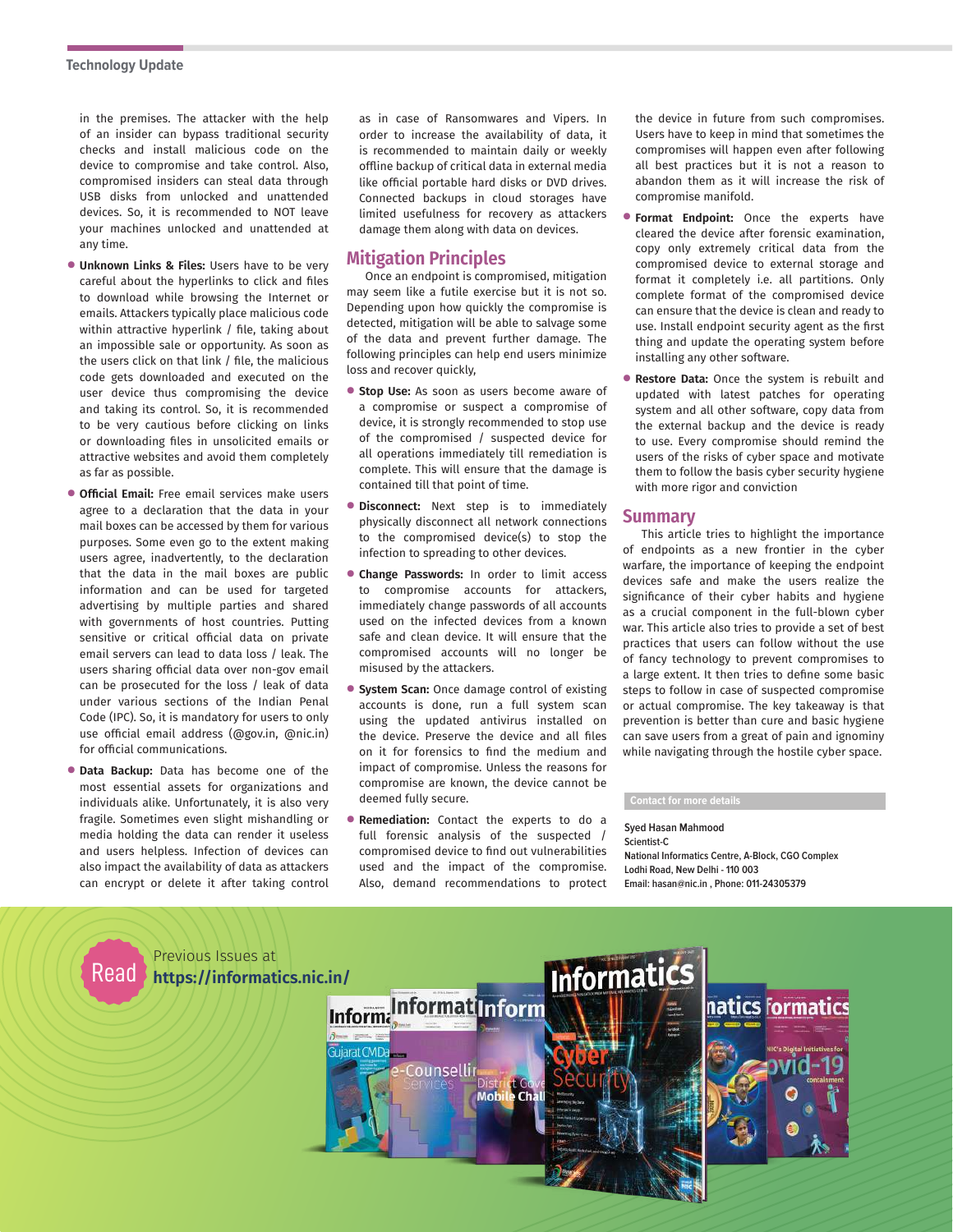in the premises. The attacker with the help of an insider can bypass traditional security checks and install malicious code on the device to compromise and take control. Also, compromised insiders can steal data through USB disks from unlocked and unattended devices. So, it is recommended to NOT leave your machines unlocked and unattended at any time.

- **Unknown Links & Files:** Users have to be very careful about the hyperlinks to click and files to download while browsing the Internet or emails. Attackers typically place malicious code within attractive hyperlink / file, taking about an impossible sale or opportunity. As soon as the users click on that link / file, the malicious code gets downloaded and executed on the user device thus compromising the device and taking its control. So, it is recommended to be very cautious before clicking on links or downloading files in unsolicited emails or attractive websites and avoid them completely as far as possible.

- **Official Email:** Free email services make users agree to a declaration that the data in your mail boxes can be accessed by them for various purposes. Some even go to the extent making users agree, inadvertently, to the declaration that the data in the mail boxes are public information and can be used for targeted advertising by multiple parties and shared with governments of host countries. Putting sensitive or critical official data on private email servers can lead to data loss / leak. The users sharing official data over non-gov email can be prosecuted for the loss / leak of data under various sections of the Indian Penal Code (IPC). So, it is mandatory for users to only use official email address (@gov.in, @nic.in) for official communications.

- **Data Backup:** Data has become one of the most essential assets for organizations and individuals alike. Unfortunately, it is also very fragile. Sometimes even slight mishandling or media holding the data can render it useless and users helpless. Infection of devices can also impact the availability of data as attackers can encrypt or delete it after taking control as in case of Ransomwares and Vipers. In order to increase the availability of data, it is recommended to maintain daily or weekly offline backup of critical data in external media like official portable hard disks or DVD drives. Connected backups in cloud storages have limited usefulness for recovery as attackers damage them along with data on devices.

## Mitigation Principles

Once an endpoint is compromised, mitigation may seem like a futile exercise but it is not so. Depending upon how quickly the compromise is detected, mitigation will be able to salvage some of the data and prevent further damage. The following principles can help end users minimize loss and recover quickly,

- **Stop Use:** As soon as users become aware of a compromise or suspect a compromise of device, it is strongly recommended to stop use of the compromised / suspected device for all operations immediately till remediation is complete. This will ensure that the damage is contained till that point of time.

- **Disconnect:** Next step is to immediately physically disconnect all network connections to the compromised device(s) to stop the infection to spreading to other devices.

- **Change Passwords:** In order to limit access to compromise accounts for attackers, immediately change passwords of all accounts used on the infected devices from a known safe and clean device. It will ensure that the compromised accounts will no longer be misused by the attackers.

- **System Scan:** Once damage control of existing accounts is done, run a full system scan using the updated antivirus installed on the device. Preserve the device and all files on it for forensics to find the medium and impact of compromise. Unless the reasons for compromise are known, the device cannot be deemed fully secure.

- **Remediation:** Contact the experts to do a full forensic analysis of the suspected / compromised device to find out vulnerabilities used and the impact of the compromise. Also, demand recommendations to protect the device in future from such compromises. Users have to keep in mind that sometimes the compromises will happen even after following all best practices but it is not a reason to abandon them as it will increase the risk of compromise manifold.

- **Format Endpoint:** Once the experts have cleared the device after forensic examination, copy only extremely critical data from the compromised device to external storage and format it completely i.e. all partitions. Only complete format of the compromised device can ensure that the device is clean and ready to use. Install endpoint security agent as the first thing and update the operating system before installing any other software.

- **Restore Data:** Once the system is rebuilt and updated with latest patches for operating system and all other software, copy data from the external backup and the device is ready to use. Every compromise should remind the users of the risks of cyber space and motivate them to follow the basis cyber security hygiene with more rigor and conviction

## Summary

This article tries to highlight the importance of endpoints as a new frontier in the cyber warfare, the importance of keeping the endpoint devices safe and make the users realize the significance of their cyber habits and hygiene as a crucial component in the full-blown cyber war. This article also tries to provide a set of best practices that users can follow without the use of fancy technology to prevent compromises to a large extent. It then tries to define some basic steps to follow in case of suspected compromise or actual compromise. The key takeaway is that prevention is better than cure and basic hygiene can save users from a great of pain and ignominy while navigating through the hostile cyber space.

**Contact for more details**

Syed Hasan Mahmood
Scientist-C
National Informatics Centre, A-Block, CGO Complex
Lodhi Road, New Delhi - 110 003
Email: hasan@nic.in , Phone: 011-24305379

Read Previous Issues at **https://informatics.nic.in/**